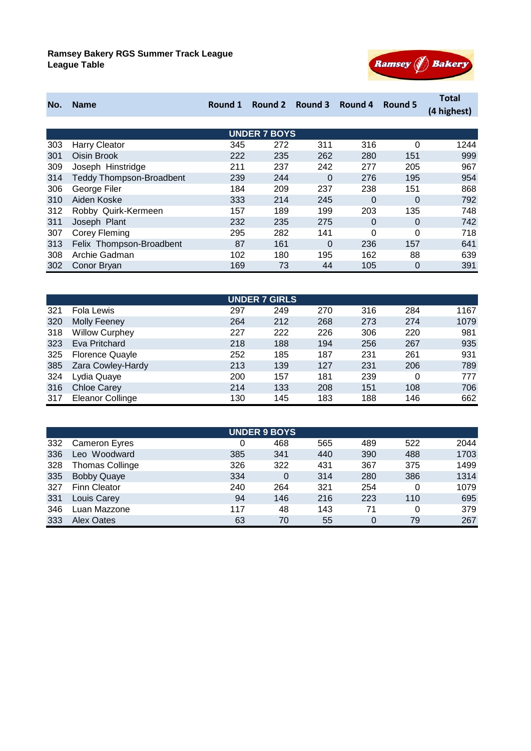**Ramsey Bakery RGS Summer Track League**
**League Table**

| No. | Name | Round 1 | Round 2 | Round 3 | Round 4 | Round 5 | Total (4 highest) |
|---|---|---|---|---|---|---|---|
| | **UNDER 7 BOYS** | | | | | | |
| 303 | Harry Cleator | 345 | 272 | 311 | 316 | 0 | 1244 |
| 301 | Oisin Brook | 222 | 235 | 262 | 280 | 151 | 999 |
| 309 | Joseph Hinstridge | 211 | 237 | 242 | 277 | 205 | 967 |
| 314 | Teddy Thompson-Broadbent | 239 | 244 | 0 | 276 | 195 | 954 |
| 306 | George Filer | 184 | 209 | 237 | 238 | 151 | 868 |
| 310 | Aiden Koske | 333 | 214 | 245 | 0 | 0 | 792 |
| 312 | Robby Quirk-Kermeen | 157 | 189 | 199 | 203 | 135 | 748 |
| 311 | Joseph Plant | 232 | 235 | 275 | 0 | 0 | 742 |
| 307 | Corey Fleming | 295 | 282 | 141 | 0 | 0 | 718 |
| 313 | Felix Thompson-Broadbent | 87 | 161 | 0 | 236 | 157 | 641 |
| 308 | Archie Gadman | 102 | 180 | 195 | 162 | 88 | 639 |
| 302 | Conor Bryan | 169 | 73 | 44 | 105 | 0 | 391 |
| | **UNDER 7 GIRLS** | | | | | | |
| 321 | Fola Lewis | 297 | 249 | 270 | 316 | 284 | 1167 |
| 320 | Molly Feeney | 264 | 212 | 268 | 273 | 274 | 1079 |
| 318 | Willow Curphey | 227 | 222 | 226 | 306 | 220 | 981 |
| 323 | Eva Pritchard | 218 | 188 | 194 | 256 | 267 | 935 |
| 325 | Florence Quayle | 252 | 185 | 187 | 231 | 261 | 931 |
| 385 | Zara Cowley-Hardy | 213 | 139 | 127 | 231 | 206 | 789 |
| 324 | Lydia Quaye | 200 | 157 | 181 | 239 | 0 | 777 |
| 316 | Chloe Carey | 214 | 133 | 208 | 151 | 108 | 706 |
| 317 | Eleanor Collinge | 130 | 145 | 183 | 188 | 146 | 662 |
| | **UNDER 9 BOYS** | | | | | | |
| 332 | Cameron Eyres | 0 | 468 | 565 | 489 | 522 | 2044 |
| 336 | Leo Woodward | 385 | 341 | 440 | 390 | 488 | 1703 |
| 328 | Thomas Collinge | 326 | 322 | 431 | 367 | 375 | 1499 |
| 335 | Bobby Quaye | 334 | 0 | 314 | 280 | 386 | 1314 |
| 327 | Finn Cleator | 240 | 264 | 321 | 254 | 0 | 1079 |
| 331 | Louis Carey | 94 | 146 | 216 | 223 | 110 | 695 |
| 346 | Luan Mazzone | 117 | 48 | 143 | 71 | 0 | 379 |
| 333 | Alex Oates | 63 | 70 | 55 | 0 | 79 | 267 |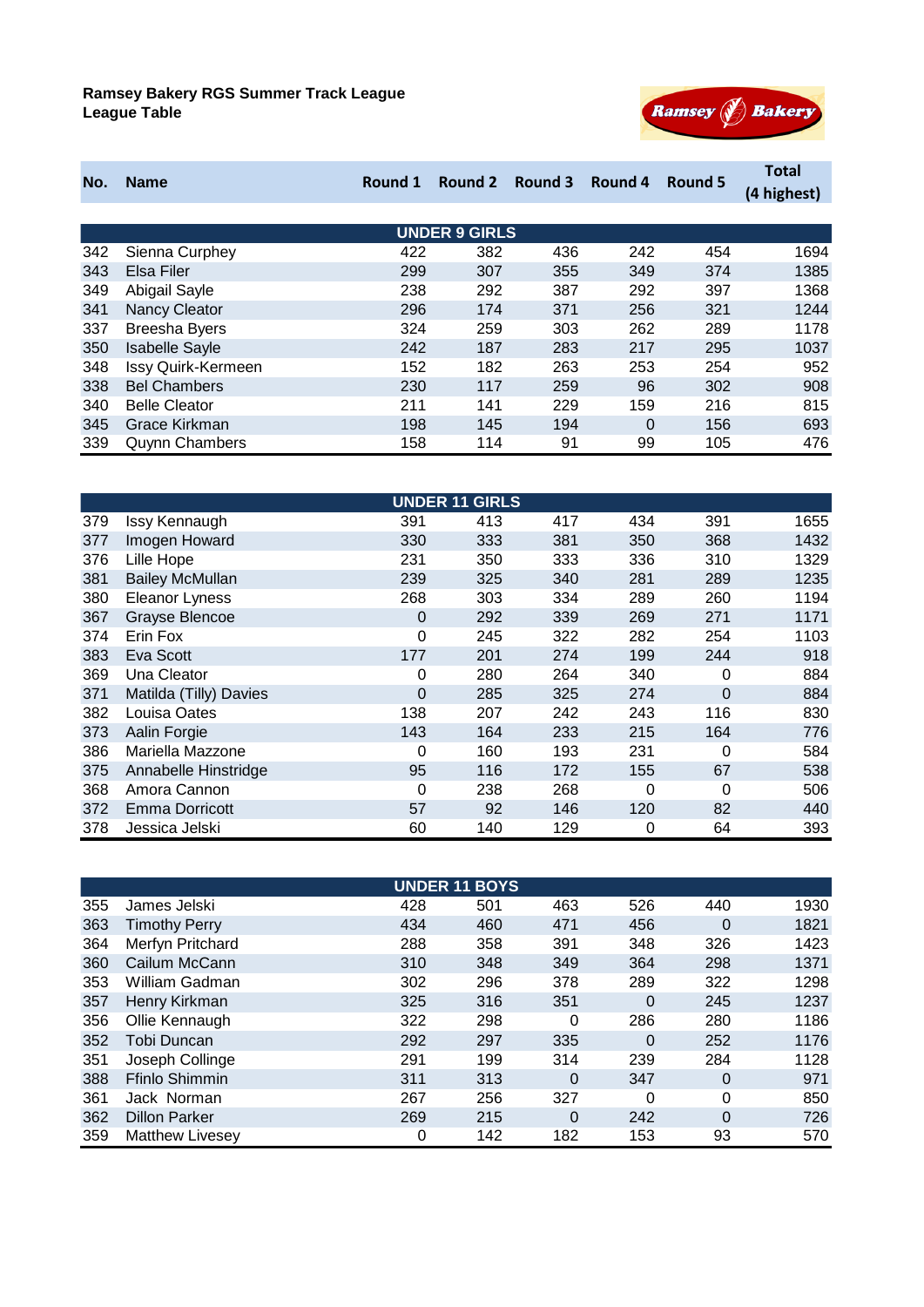**Ramsey Bakery RGS Summer Track League**
**League Table**

| No. | Name | Round 1 | Round 2 | Round 3 | Round 4 | Round 5 | Total (4 highest) |
|---|---|---|---|---|---|---|---|
| | **UNDER 9 GIRLS** | | | | | | |
| 342 | Sienna Curphey | 422 | 382 | 436 | 242 | 454 | 1694 |
| 343 | Elsa Filer | 299 | 307 | 355 | 349 | 374 | 1385 |
| 349 | Abigail Sayle | 238 | 292 | 387 | 292 | 397 | 1368 |
| 341 | Nancy Cleator | 296 | 174 | 371 | 256 | 321 | 1244 |
| 337 | Breesha Byers | 324 | 259 | 303 | 262 | 289 | 1178 |
| 350 | Isabelle Sayle | 242 | 187 | 283 | 217 | 295 | 1037 |
| 348 | Issy Quirk-Kermeen | 152 | 182 | 263 | 253 | 254 | 952 |
| 338 | Bel Chambers | 230 | 117 | 259 | 96 | 302 | 908 |
| 340 | Belle Cleator | 211 | 141 | 229 | 159 | 216 | 815 |
| 345 | Grace Kirkman | 198 | 145 | 194 | 0 | 156 | 693 |
| 339 | Quynn Chambers | 158 | 114 | 91 | 99 | 105 | 476 |
| | **UNDER 11 GIRLS** | | | | | | |
| 379 | Issy Kennaugh | 391 | 413 | 417 | 434 | 391 | 1655 |
| 377 | Imogen Howard | 330 | 333 | 381 | 350 | 368 | 1432 |
| 376 | Lille Hope | 231 | 350 | 333 | 336 | 310 | 1329 |
| 381 | Bailey McMullan | 239 | 325 | 340 | 281 | 289 | 1235 |
| 380 | Eleanor Lyness | 268 | 303 | 334 | 289 | 260 | 1194 |
| 367 | Grayse Blencoe | 0 | 292 | 339 | 269 | 271 | 1171 |
| 374 | Erin Fox | 0 | 245 | 322 | 282 | 254 | 1103 |
| 383 | Eva Scott | 177 | 201 | 274 | 199 | 244 | 918 |
| 369 | Una Cleator | 0 | 280 | 264 | 340 | 0 | 884 |
| 371 | Matilda (Tilly) Davies | 0 | 285 | 325 | 274 | 0 | 884 |
| 382 | Louisa Oates | 138 | 207 | 242 | 243 | 116 | 830 |
| 373 | Aalin Forgie | 143 | 164 | 233 | 215 | 164 | 776 |
| 386 | Mariella Mazzone | 0 | 160 | 193 | 231 | 0 | 584 |
| 375 | Annabelle Hinstridge | 95 | 116 | 172 | 155 | 67 | 538 |
| 368 | Amora Cannon | 0 | 238 | 268 | 0 | 0 | 506 |
| 372 | Emma Dorricott | 57 | 92 | 146 | 120 | 82 | 440 |
| 378 | Jessica Jelski | 60 | 140 | 129 | 0 | 64 | 393 |
| | **UNDER 11 BOYS** | | | | | | |
| 355 | James Jelski | 428 | 501 | 463 | 526 | 440 | 1930 |
| 363 | Timothy Perry | 434 | 460 | 471 | 456 | 0 | 1821 |
| 364 | Merfyn Pritchard | 288 | 358 | 391 | 348 | 326 | 1423 |
| 360 | Cailum McCann | 310 | 348 | 349 | 364 | 298 | 1371 |
| 353 | William Gadman | 302 | 296 | 378 | 289 | 322 | 1298 |
| 357 | Henry Kirkman | 325 | 316 | 351 | 0 | 245 | 1237 |
| 356 | Ollie Kennaugh | 322 | 298 | 0 | 286 | 280 | 1186 |
| 352 | Tobi Duncan | 292 | 297 | 335 | 0 | 252 | 1176 |
| 351 | Joseph Collinge | 291 | 199 | 314 | 239 | 284 | 1128 |
| 388 | Ffinlo Shimmin | 311 | 313 | 0 | 347 | 0 | 971 |
| 361 | Jack Norman | 267 | 256 | 327 | 0 | 0 | 850 |
| 362 | Dillon Parker | 269 | 215 | 0 | 242 | 0 | 726 |
| 359 | Matthew Livesey | 0 | 142 | 182 | 153 | 93 | 570 |